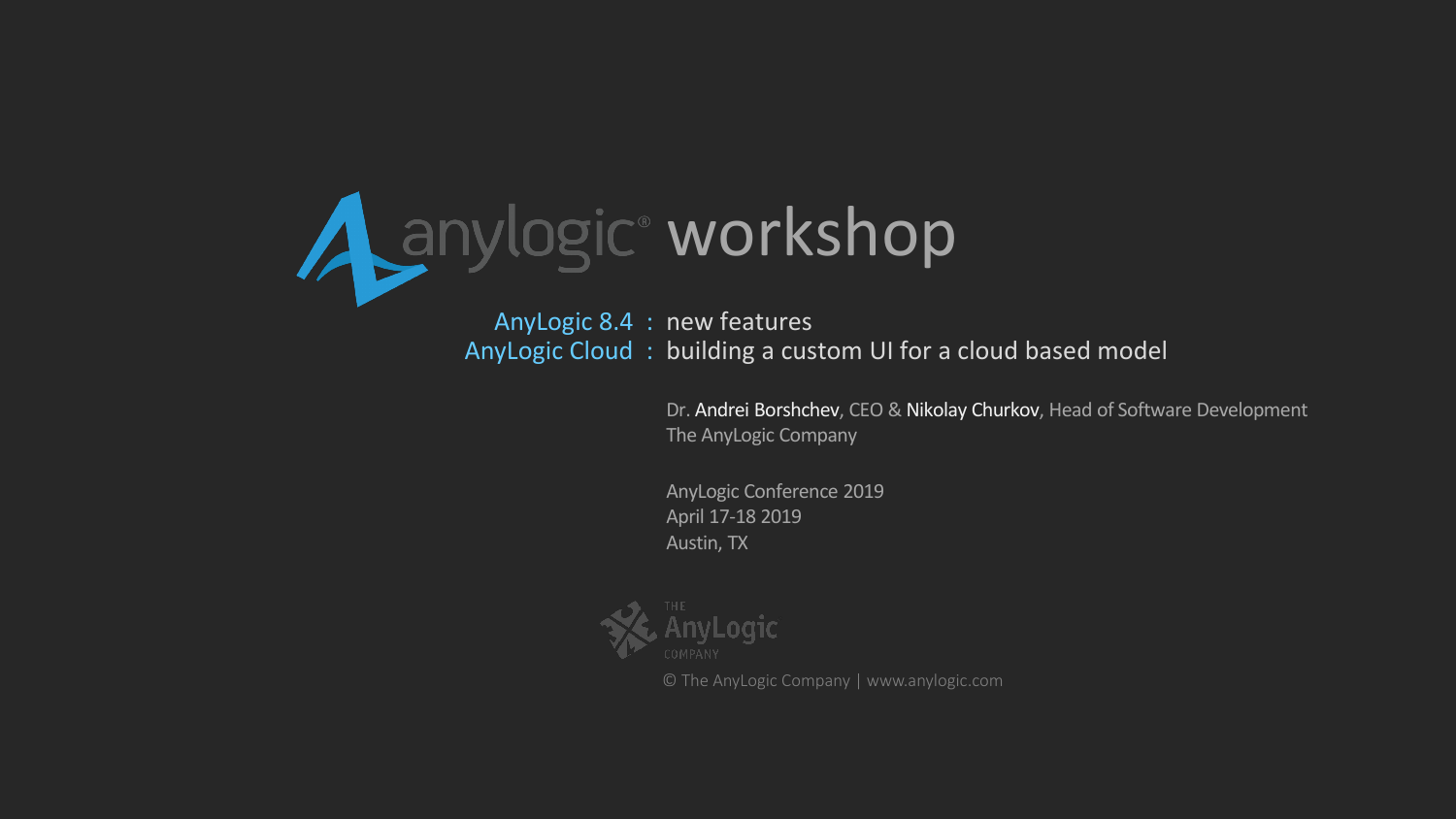# anylogic® workshop

AnyLogic 8.4 : new features

AnyLogic Cloud : building a custom UI for a cloud based model

Dr. Andrei Borshchev, CEO & Nikolay Churkov, Head of Software Development

The AnyLogic Company

AnyLogic Conference 2019

April 17-18 2019

Austin, TX

THE AnyLogic COMPANY

© The AnyLogic Company | www.anylogic.com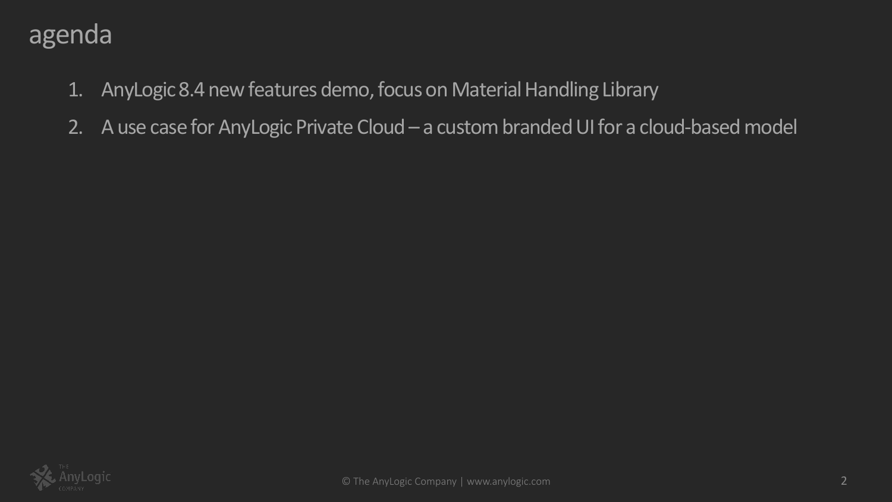# agenda

1. AnyLogic 8.4 new features demo, focus on Material Handling Library
2. A use case for AnyLogic Private Cloud – a custom branded UI for a cloud-based model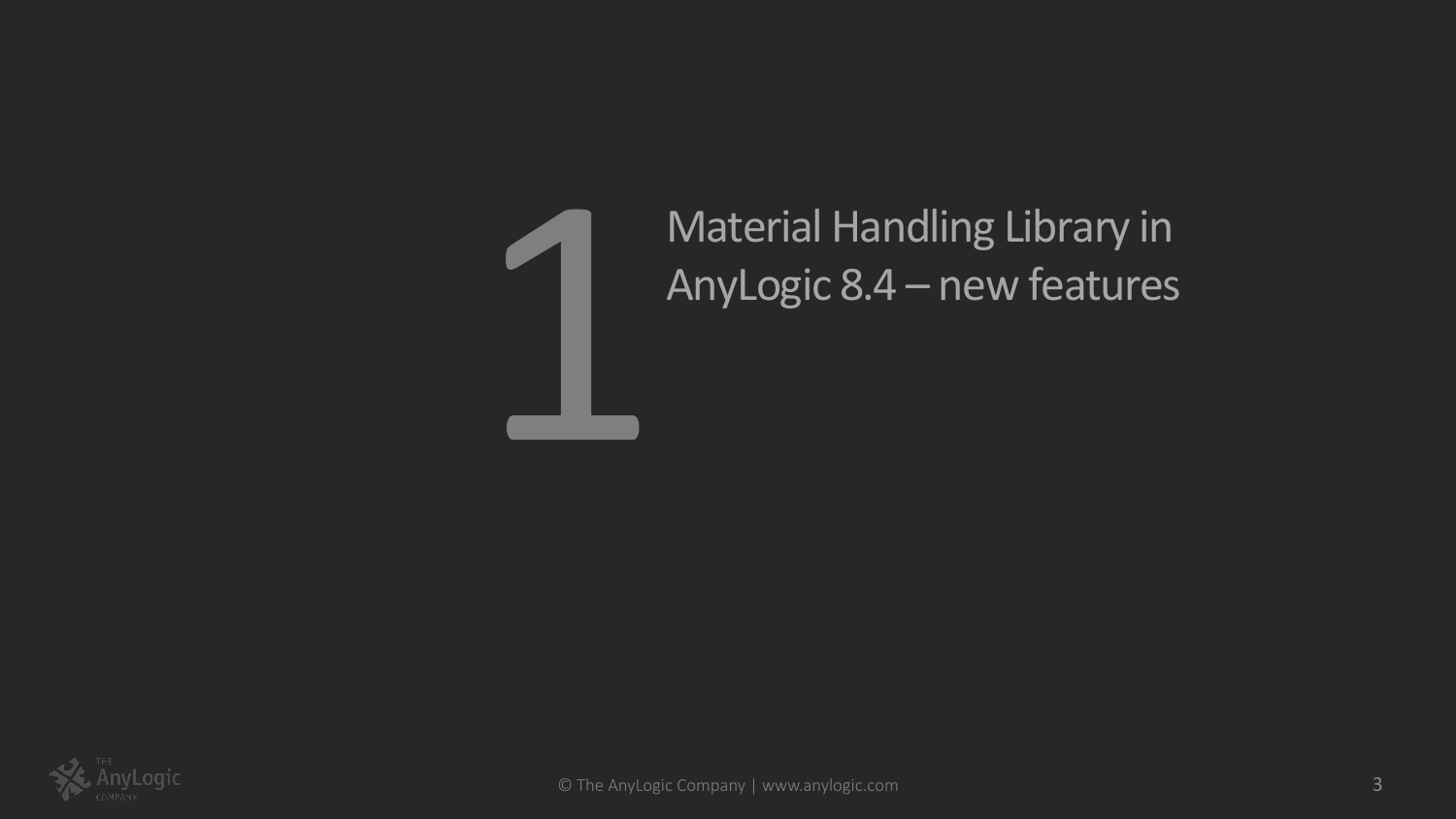# 1 Material Handling Library in AnyLogic 8.4 – new features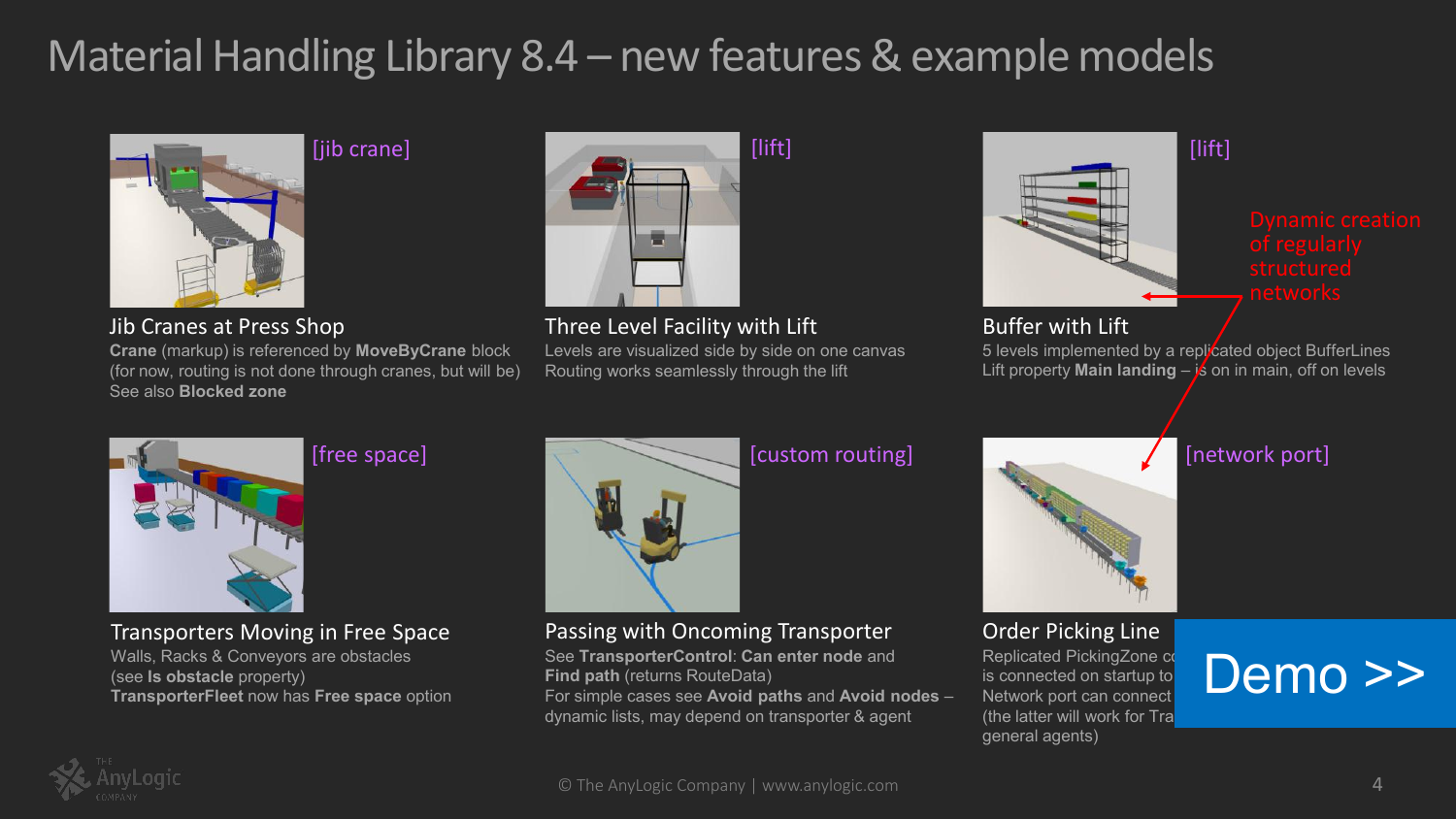# Material Handling Library 8.4 – new features & example models

[jib crane]

## Jib Cranes at Press Shop

**Crane** (markup) is referenced by **MoveByCrane** block (for now, routing is not done through cranes, but will be)
See also **Blocked zone**

[lift]

## Three Level Facility with Lift

Levels are visualized side by side on one canvas
Routing works seamlessly through the lift

[lift]

## Buffer with Lift

5 levels implemented by a replicated object BufferLines
Lift property **Main landing** – is on in main, off on levels

Dynamic creation of regularly structured networks

[free space]

## Transporters Moving in Free Space

Walls, Racks & Conveyors are obstacles
(see **Is obstacle** property)
**TransporterFleet** now has **Free space** option

[custom routing]

## Passing with Oncoming Transporter

See **TransporterControl**: **Can enter node** and **Find path** (returns RouteData)
For simple cases see **Avoid paths** and **Avoid nodes** – dynamic lists, may depend on transporter & agent

[network port]

## Order Picking Line

Replicated PickingZone c
is connected on startup to
Network port can connect
(the latter will work for Tra
general agents)

Demo >>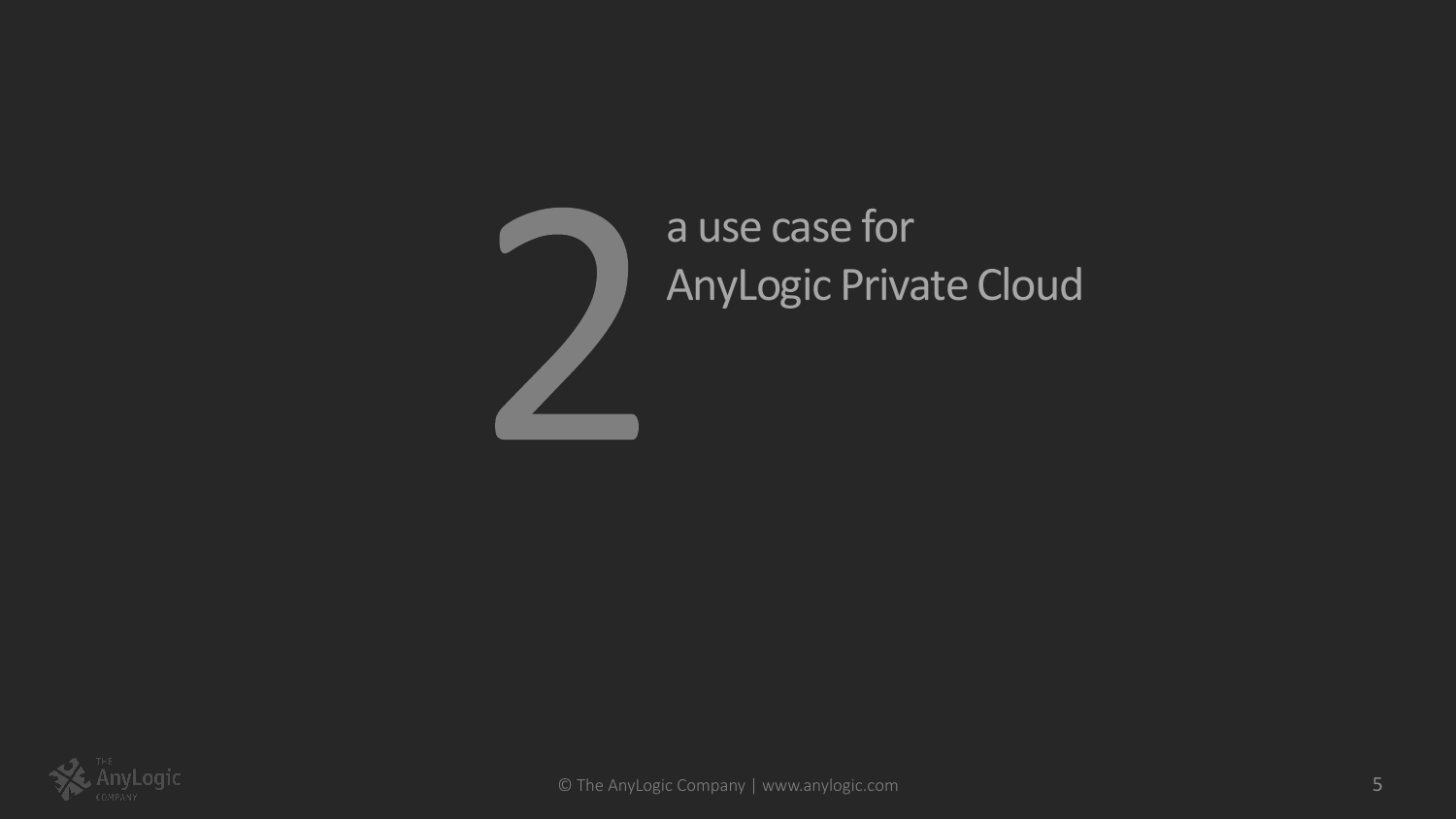# 2 a use case for AnyLogic Private Cloud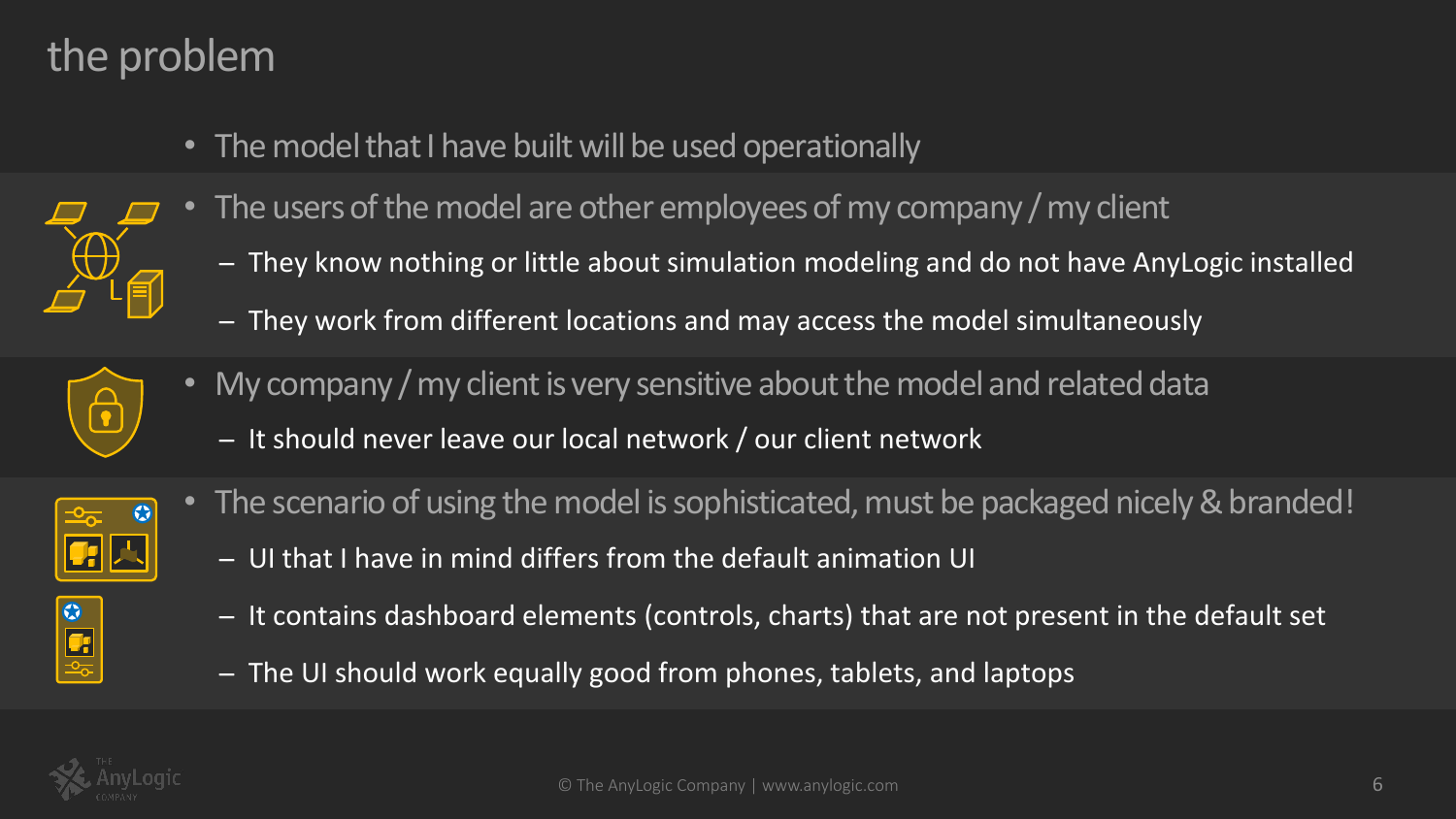# the problem

- The model that I have built will be used operationally
- The users of the model are other employees of my company / my client
  - They know nothing or little about simulation modeling and do not have AnyLogic installed
  - They work from different locations and may access the model simultaneously
- My company / my client is very sensitive about the model and related data
  - It should never leave our local network / our client network
- The scenario of using the model is sophisticated, must be packaged nicely & branded!
  - UI that I have in mind differs from the default animation UI
  - It contains dashboard elements (controls, charts) that are not present in the default set
  - The UI should work equally good from phones, tablets, and laptops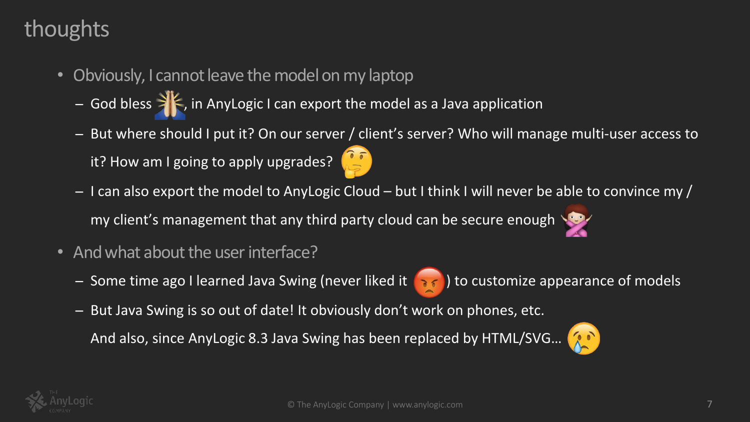# thoughts

- Obviously, I cannot leave the model on my laptop
  - God bless 🙏, in AnyLogic I can export the model as a Java application
  - But where should I put it? On our server / client's server? Who will manage multi-user access to it? How am I going to apply upgrades? 🤔
  - I can also export the model to AnyLogic Cloud – but I think I will never be able to convince my / my client's management that any third party cloud can be secure enough 🙅
- And what about the user interface?
  - Some time ago I learned Java Swing (never liked it 😡) to customize appearance of models
  - But Java Swing is so out of date! It obviously don't work on phones, etc. And also, since AnyLogic 8.3 Java Swing has been replaced by HTML/SVG… 😢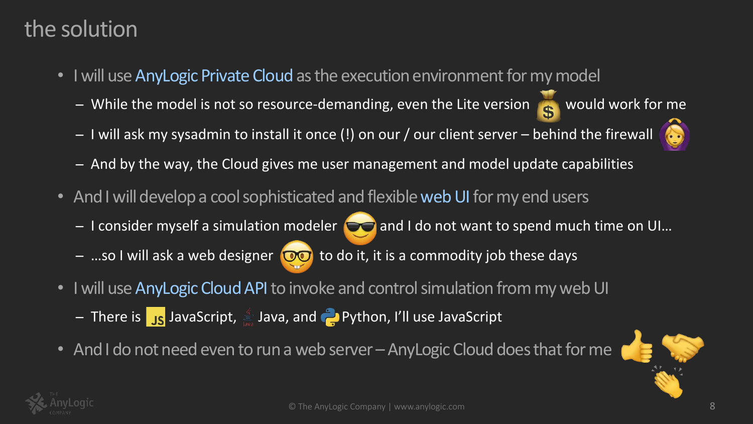# the solution

- I will use AnyLogic Private Cloud as the execution environment for my model
  - While the model is not so resource-demanding, even the Lite version would work for me
  - I will ask my sysadmin to install it once (!) on our / our client server – behind the firewall
  - And by the way, the Cloud gives me user management and model update capabilities
- And I will develop a cool sophisticated and flexible web UI for my end users
  - I consider myself a simulation modeler and I do not want to spend much time on UI…
  - …so I will ask a web designer to do it, it is a commodity job these days
- I will use AnyLogic Cloud API to invoke and control simulation from my web UI
  - There is JavaScript, Java, and Python, I'll use JavaScript
- And I do not need even to run a web server – AnyLogic Cloud does that for me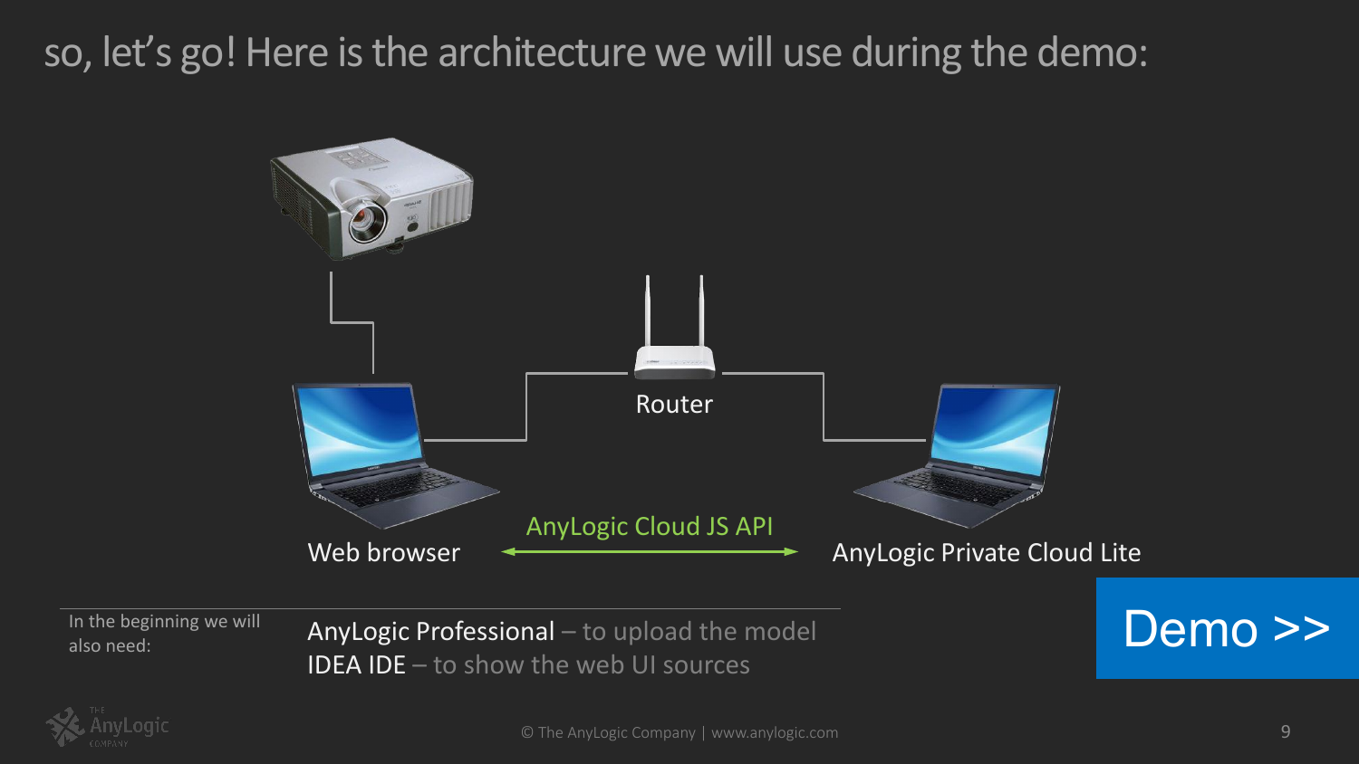# so, let's go! Here is the architecture we will use during the demo:

Router

Web browser

AnyLogic Cloud JS API

AnyLogic Private Cloud Lite

In the beginning we will also need:

**AnyLogic Professional** – to upload the model
**IDEA IDE** – to show the web UI sources

Demo >>

© The AnyLogic Company | www.anylogic.com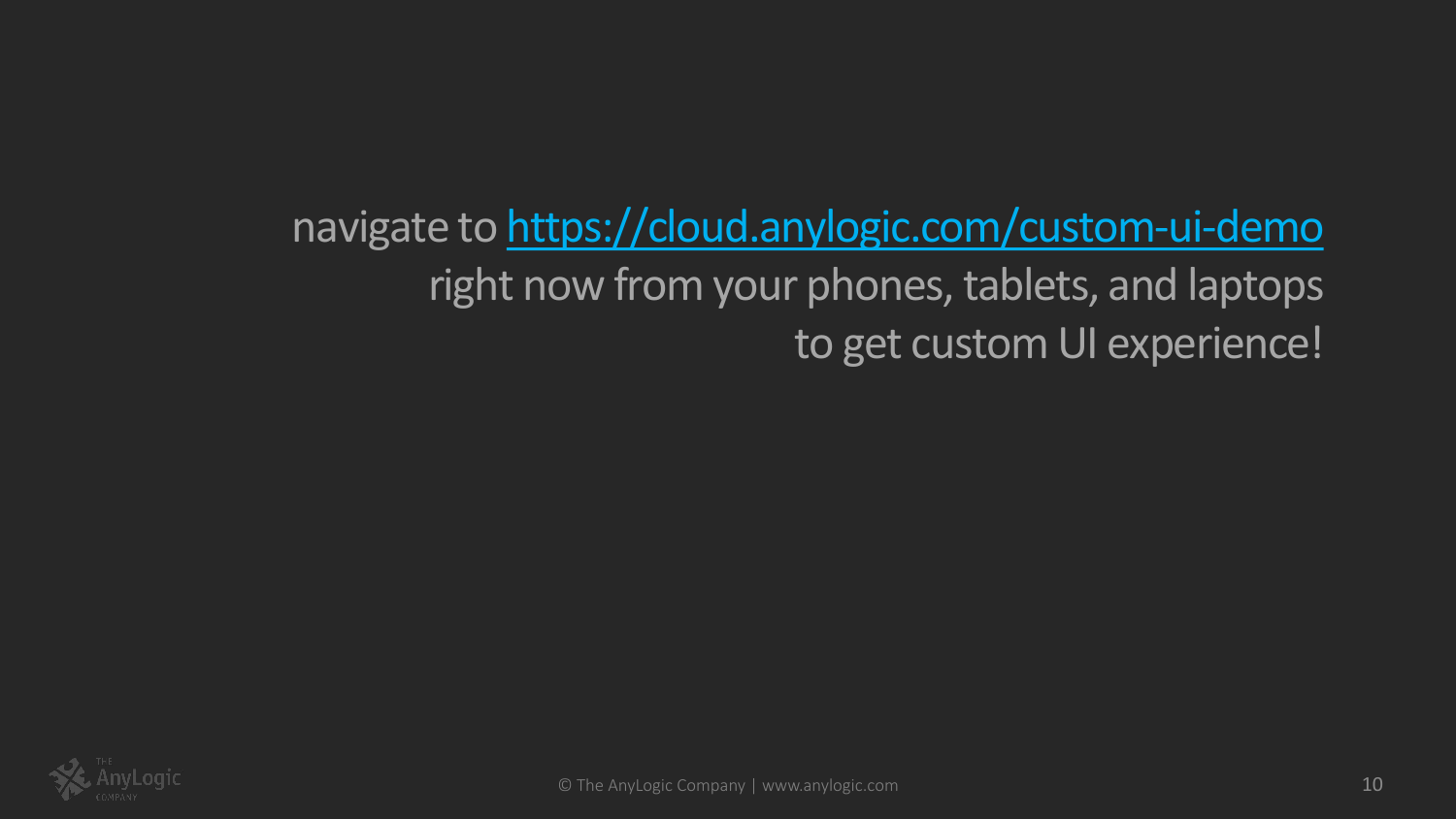navigate to [https://cloud.anylogic.com/custom-ui-demo](https://cloud.anylogic.com/custom-ui-demo)
right now from your phones, tablets, and laptops
to get custom UI experience!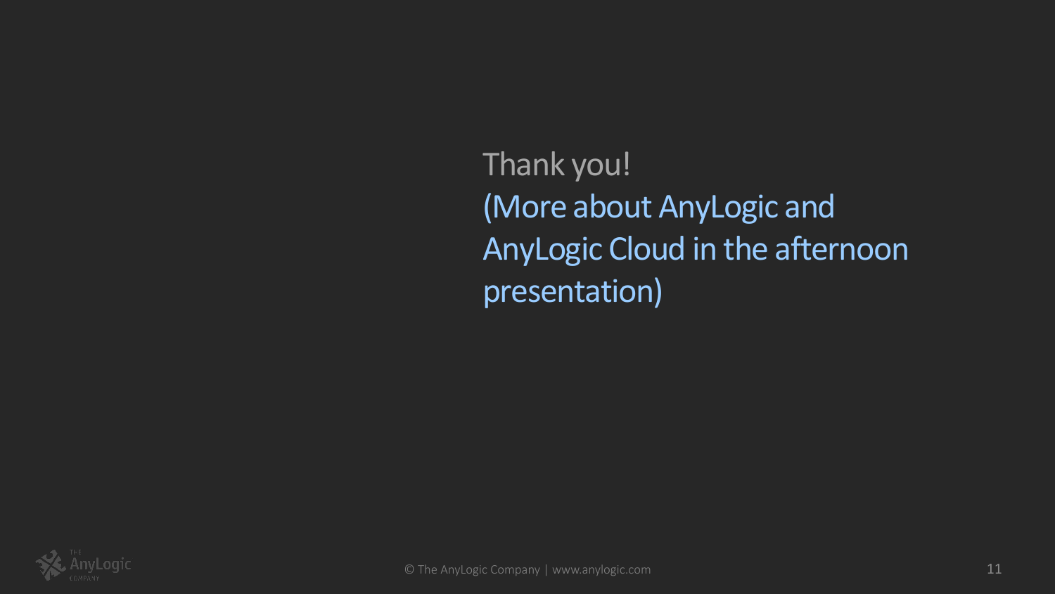Thank you!

(More about AnyLogic and AnyLogic Cloud in the afternoon presentation)